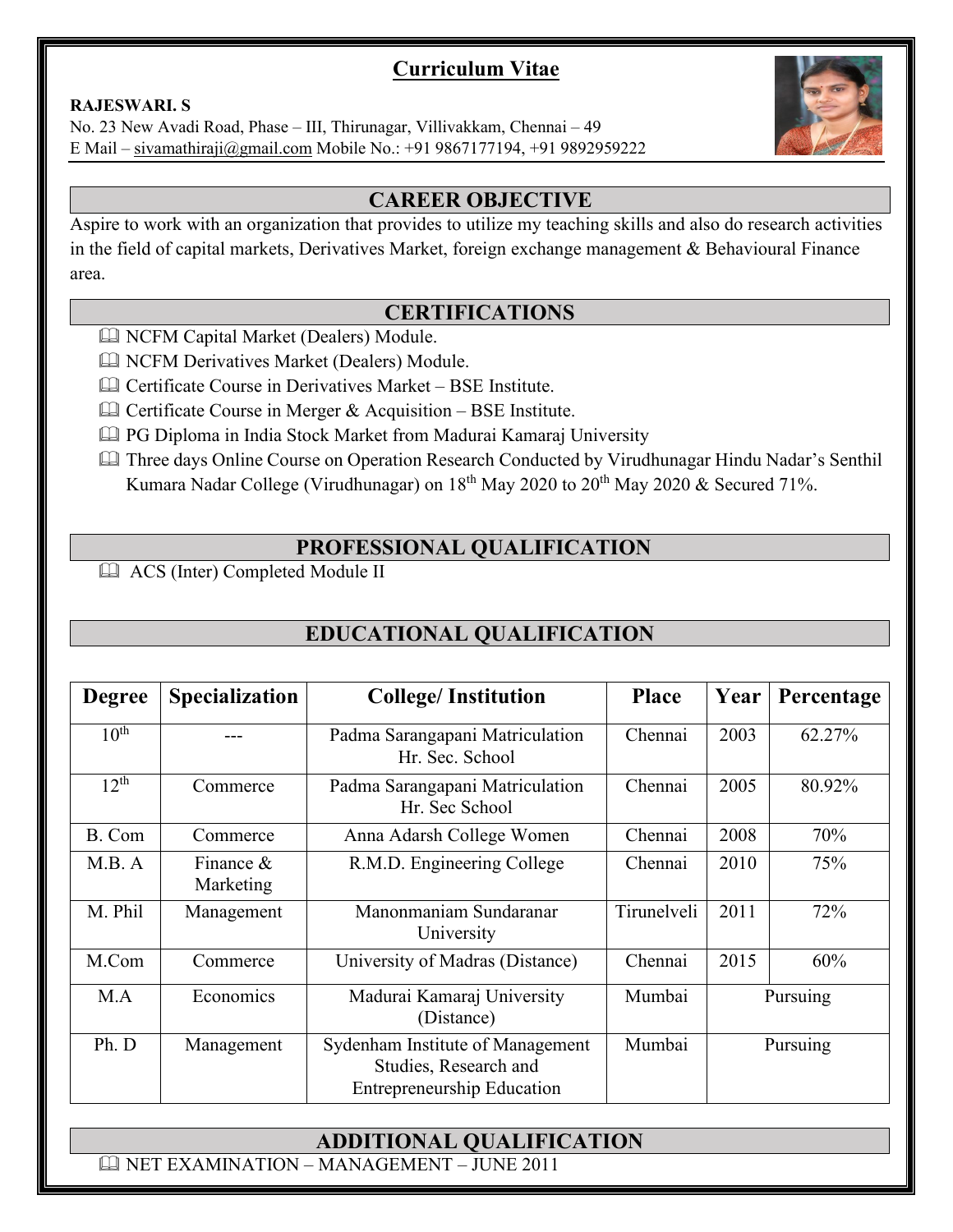# Curriculum Vitae

**RAJESWARI. S**
No. 23 New Avadi Road, Phase – III, Thirunagar, Villivakkam, Chennai – 49
E Mail – sivamathiraji@gmail.com Mobile No.: +91 9867177194, +91 9892959222

## CAREER OBJECTIVE

Aspire to work with an organization that provides to utilize my teaching skills and also do research activities in the field of capital markets, Derivatives Market, foreign exchange management & Behavioural Finance area.

## CERTIFICATIONS

- NCFM Capital Market (Dealers) Module.
- NCFM Derivatives Market (Dealers) Module.
- Certificate Course in Derivatives Market – BSE Institute.
- Certificate Course in Merger & Acquisition – BSE Institute.
- PG Diploma in India Stock Market from Madurai Kamaraj University
- Three days Online Course on Operation Research Conducted by Virudhunagar Hindu Nadar's Senthil Kumara Nadar College (Virudhunagar) on 18th May 2020 to 20th May 2020 & Secured 71%.

## PROFESSIONAL QUALIFICATION

- ACS (Inter) Completed Module II

## EDUCATIONAL QUALIFICATION

| Degree | Specialization | College/ Institution | Place | Year | Percentage |
|---|---|---|---|---|---|
| 10th | --- | Padma Sarangapani Matriculation Hr. Sec. School | Chennai | 2003 | 62.27% |
| 12th | Commerce | Padma Sarangapani Matriculation Hr. Sec School | Chennai | 2005 | 80.92% |
| B. Com | Commerce | Anna Adarsh College Women | Chennai | 2008 | 70% |
| M.B. A | Finance & Marketing | R.M.D. Engineering College | Chennai | 2010 | 75% |
| M. Phil | Management | Manonmaniam Sundaranar University | Tirunelveli | 2011 | 72% |
| M.Com | Commerce | University of Madras (Distance) | Chennai | 2015 | 60% |
| M.A | Economics | Madurai Kamaraj University (Distance) | Mumbai | Pursuing | |
| Ph. D | Management | Sydenham Institute of Management Studies, Research and Entrepreneurship Education | Mumbai | Pursuing | |

## ADDITIONAL QUALIFICATION

- NET EXAMINATION – MANAGEMENT – JUNE 2011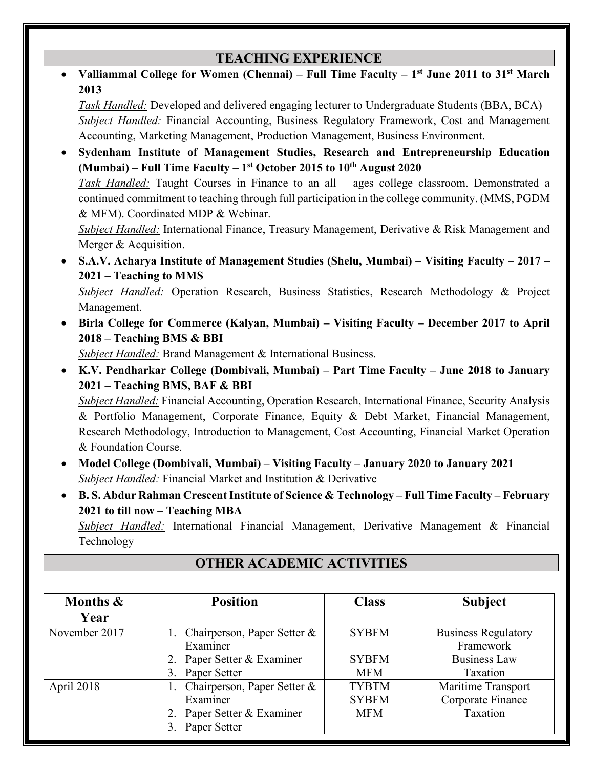## TEACHING EXPERIENCE

- **Valliammal College for Women (Chennai) – Full Time Faculty – 1st June 2011 to 31st March 2013**
  *Task Handled:* Developed and delivered engaging lecturer to Undergraduate Students (BBA, BCA)
  *Subject Handled:* Financial Accounting, Business Regulatory Framework, Cost and Management Accounting, Marketing Management, Production Management, Business Environment.
- **Sydenham Institute of Management Studies, Research and Entrepreneurship Education (Mumbai) – Full Time Faculty – 1st October 2015 to 10th August 2020**
  *Task Handled:* Taught Courses in Finance to an all – ages college classroom. Demonstrated a continued commitment to teaching through full participation in the college community. (MMS, PGDM & MFM). Coordinated MDP & Webinar.
  *Subject Handled:* International Finance, Treasury Management, Derivative & Risk Management and Merger & Acquisition.
- **S.A.V. Acharya Institute of Management Studies (Shelu, Mumbai) – Visiting Faculty – 2017 – 2021 – Teaching to MMS**
  *Subject Handled:* Operation Research, Business Statistics, Research Methodology & Project Management.
- **Birla College for Commerce (Kalyan, Mumbai) – Visiting Faculty – December 2017 to April 2018 – Teaching BMS & BBI**
  *Subject Handled:* Brand Management & International Business.
- **K.V. Pendharkar College (Dombivali, Mumbai) – Part Time Faculty – June 2018 to January 2021 – Teaching BMS, BAF & BBI**
  *Subject Handled:* Financial Accounting, Operation Research, International Finance, Security Analysis & Portfolio Management, Corporate Finance, Equity & Debt Market, Financial Management, Research Methodology, Introduction to Management, Cost Accounting, Financial Market Operation & Foundation Course.
- **Model College (Dombivali, Mumbai) – Visiting Faculty – January 2020 to January 2021**
  *Subject Handled:* Financial Market and Institution & Derivative
- **B. S. Abdur Rahman Crescent Institute of Science & Technology – Full Time Faculty – February 2021 to till now – Teaching MBA**
  *Subject Handled:* International Financial Management, Derivative Management & Financial Technology

## OTHER ACADEMIC ACTIVITIES

| Months & Year | Position | Class | Subject |
|---|---|---|---|
| November 2017 | 1. Chairperson, Paper Setter & Examiner<br>2. Paper Setter & Examiner<br>3. Paper Setter | SYBFM<br><br>SYBFM<br>MFM | Business Regulatory Framework<br>Business Law<br>Taxation |
| April 2018 | 1. Chairperson, Paper Setter & Examiner<br>2. Paper Setter & Examiner<br>3. Paper Setter | TYBTM<br>SYBFM<br>MFM | Maritime Transport<br>Corporate Finance<br>Taxation |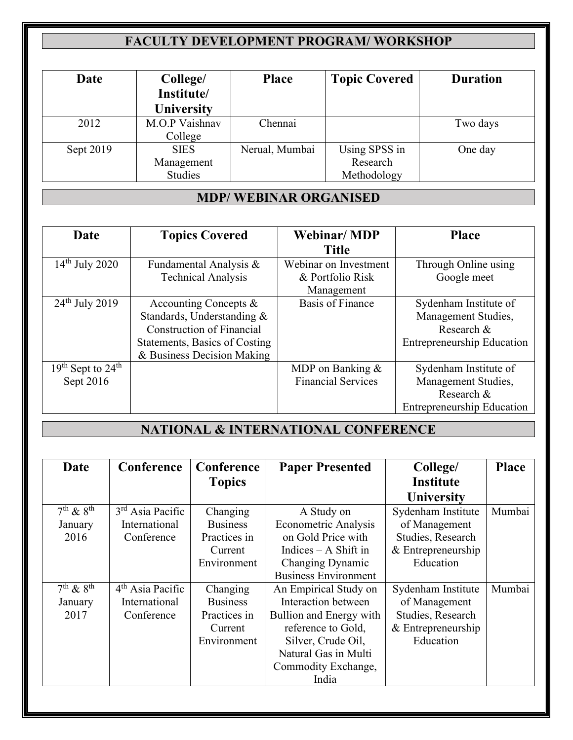## FACULTY DEVELOPMENT PROGRAM/ WORKSHOP

| Date | College/ Institute/ University | Place | Topic Covered | Duration |
|---|---|---|---|---|
| 2012 | M.O.P Vaishnav College | Chennai | | Two days |
| Sept 2019 | SIES Management Studies | Nerual, Mumbai | Using SPSS in Research Methodology | One day |

## MDP/ WEBINAR ORGANISED

| Date | Topics Covered | Webinar/ MDP Title | Place |
|---|---|---|---|
| 14th July 2020 | Fundamental Analysis & Technical Analysis | Webinar on Investment & Portfolio Risk Management | Through Online using Google meet |
| 24th July 2019 | Accounting Concepts & Standards, Understanding & Construction of Financial Statements, Basics of Costing & Business Decision Making | Basis of Finance | Sydenham Institute of Management Studies, Research & Entrepreneurship Education |
| 19th Sept to 24th Sept 2016 | | MDP on Banking & Financial Services | Sydenham Institute of Management Studies, Research & Entrepreneurship Education |

## NATIONAL & INTERNATIONAL CONFERENCE

| Date | Conference | Conference Topics | Paper Presented | College/ Institute University | Place |
|---|---|---|---|---|---|
| 7th & 8th January 2016 | 3rd Asia Pacific International Conference | Changing Business Practices in Current Environment | A Study on Econometric Analysis on Gold Price with Indices – A Shift in Changing Dynamic Business Environment | Sydenham Institute of Management Studies, Research & Entrepreneurship Education | Mumbai |
| 7th & 8th January 2017 | 4th Asia Pacific International Conference | Changing Business Practices in Current Environment | An Empirical Study on Interaction between Bullion and Energy with reference to Gold, Silver, Crude Oil, Natural Gas in Multi Commodity Exchange, India | Sydenham Institute of Management Studies, Research & Entrepreneurship Education | Mumbai |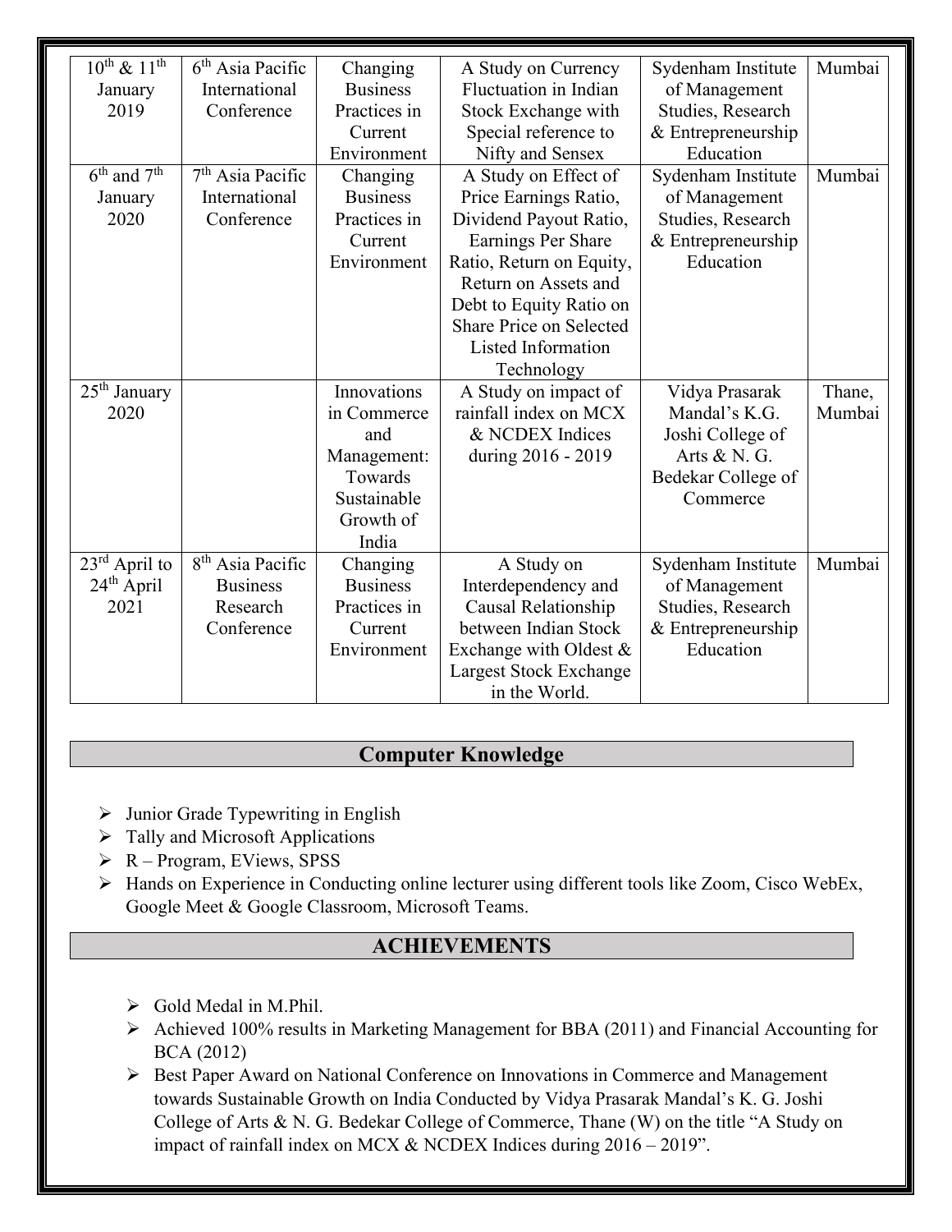| | | | | | |
|---|---|---|---|---|---|
| 10th & 11th January 2019 | 6th Asia Pacific International Conference | Changing Business Practices in Current Environment | A Study on Currency Fluctuation in Indian Stock Exchange with Special reference to Nifty and Sensex | Sydenham Institute of Management Studies, Research & Entrepreneurship Education | Mumbai |
| 6th and 7th January 2020 | 7th Asia Pacific International Conference | Changing Business Practices in Current Environment | A Study on Effect of Price Earnings Ratio, Dividend Payout Ratio, Earnings Per Share Ratio, Return on Equity, Return on Assets and Debt to Equity Ratio on Share Price on Selected Listed Information Technology | Sydenham Institute of Management Studies, Research & Entrepreneurship Education | Mumbai |
| 25th January 2020 | | Innovations in Commerce and Management: Towards Sustainable Growth of India | A Study on impact of rainfall index on MCX & NCDEX Indices during 2016 - 2019 | Vidya Prasarak Mandal's K.G. Joshi College of Arts & N. G. Bedekar College of Commerce | Thane, Mumbai |
| 23rd April to 24th April 2021 | 8th Asia Pacific Business Research Conference | Changing Business Practices in Current Environment | A Study on Interdependency and Causal Relationship between Indian Stock Exchange with Oldest & Largest Stock Exchange in the World. | Sydenham Institute of Management Studies, Research & Entrepreneurship Education | Mumbai |

## Computer Knowledge

- Junior Grade Typewriting in English
- Tally and Microsoft Applications
- R – Program, EViews, SPSS
- Hands on Experience in Conducting online lecturer using different tools like Zoom, Cisco WebEx, Google Meet & Google Classroom, Microsoft Teams.

## ACHIEVEMENTS

- Gold Medal in M.Phil.
- Achieved 100% results in Marketing Management for BBA (2011) and Financial Accounting for BCA (2012)
- Best Paper Award on National Conference on Innovations in Commerce and Management towards Sustainable Growth on India Conducted by Vidya Prasarak Mandal's K. G. Joshi College of Arts & N. G. Bedekar College of Commerce, Thane (W) on the title "A Study on impact of rainfall index on MCX & NCDEX Indices during 2016 – 2019".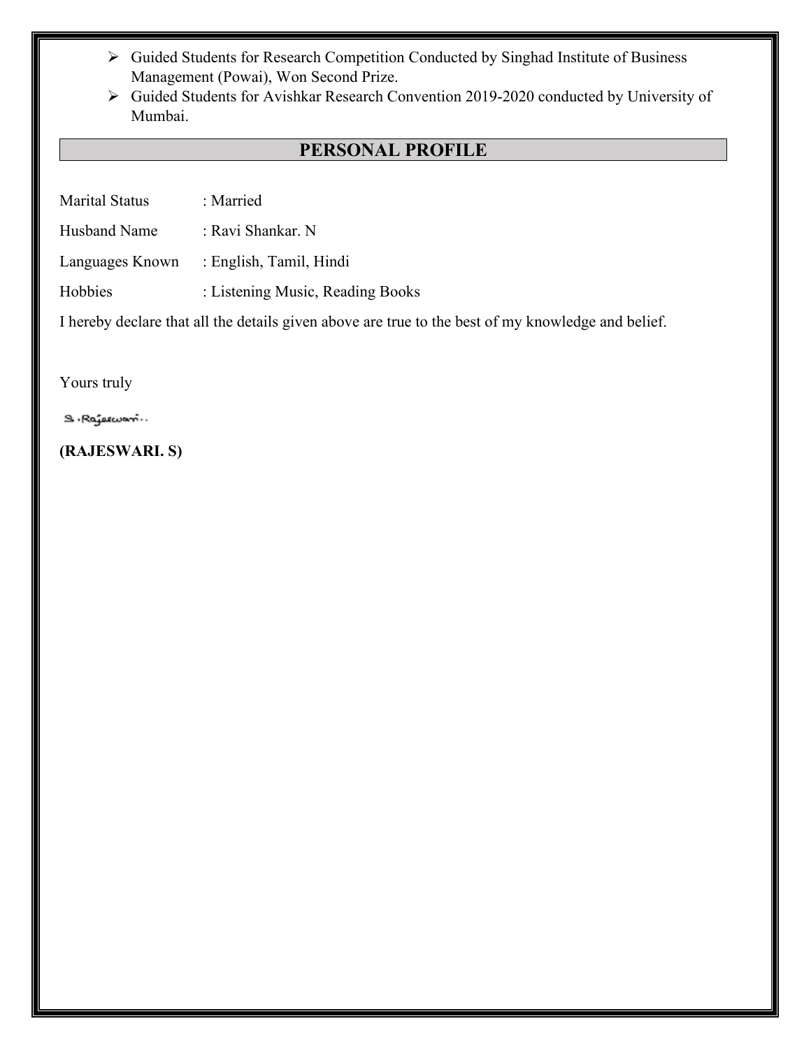- Guided Students for Research Competition Conducted by Singhad Institute of Business Management (Powai), Won Second Prize.
- Guided Students for Avishkar Research Convention 2019-2020 conducted by University of Mumbai.

## PERSONAL PROFILE

Marital Status : Married

Husband Name : Ravi Shankar. N

Languages Known : English, Tamil, Hindi

Hobbies : Listening Music, Reading Books

I hereby declare that all the details given above are true to the best of my knowledge and belief.

Yours truly

S. Rajeswari..

**(RAJESWARI. S)**